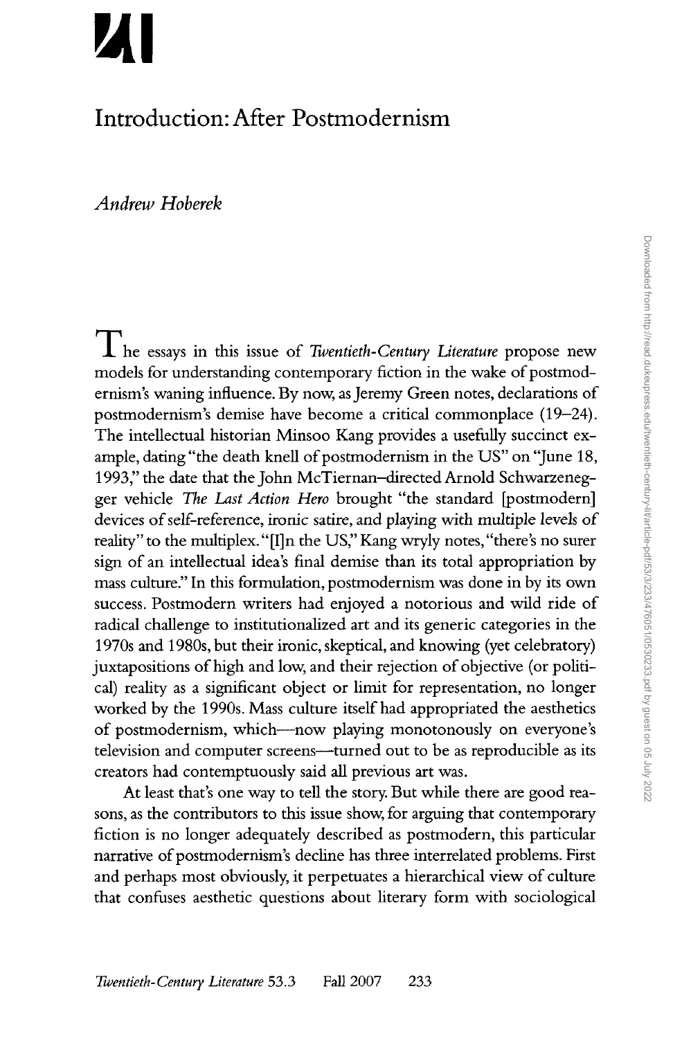# Introduction: After Postmodernism

*Andrew Hoberek*

The essays in this issue of *Twentieth-Century Literature* propose new models for understanding contemporary fiction in the wake of postmodernism's waning influence. By now, as Jeremy Green notes, declarations of postmodernism's demise have become a critical commonplace (19–24). The intellectual historian Minsoo Kang provides a usefully succinct example, dating "the death knell of postmodernism in the US" on "June 18, 1993," the date that the John McTiernan–directed Arnold Schwarzenegger vehicle *The Last Action Hero* brought "the standard [postmodern] devices of self-reference, ironic satire, and playing with multiple levels of reality" to the multiplex. "[I]n the US," Kang wryly notes, "there's no surer sign of an intellectual idea's final demise than its total appropriation by mass culture." In this formulation, postmodernism was done in by its own success. Postmodern writers had enjoyed a notorious and wild ride of radical challenge to institutionalized art and its generic categories in the 1970s and 1980s, but their ironic, skeptical, and knowing (yet celebratory) juxtapositions of high and low, and their rejection of objective (or political) reality as a significant object or limit for representation, no longer worked by the 1990s. Mass culture itself had appropriated the aesthetics of postmodernism, which—now playing monotonously on everyone's television and computer screens—turned out to be as reproducible as its creators had contemptuously said all previous art was.

At least that's one way to tell the story. But while there are good reasons, as the contributors to this issue show, for arguing that contemporary fiction is no longer adequately described as postmodern, this particular narrative of postmodernism's decline has three interrelated problems. First and perhaps most obviously, it perpetuates a hierarchical view of culture that confuses aesthetic questions about literary form with sociological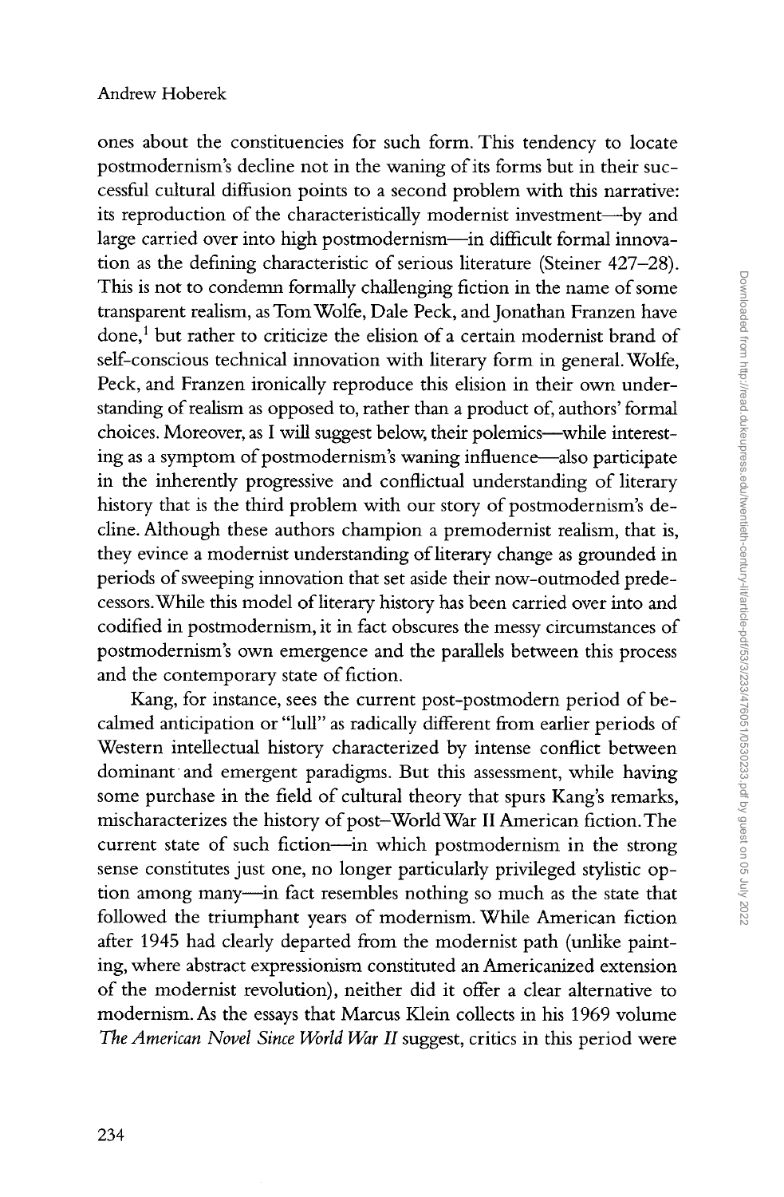ones about the constituencies for such form. This tendency to locate postmodernism's decline not in the waning of its forms but in their successful cultural diffusion points to a second problem with this narrative: its reproduction of the characteristically modernist investment—by and large carried over into high postmodernism—in difficult formal innovation as the defining characteristic of serious literature (Steiner 427–28). This is not to condemn formally challenging fiction in the name of some transparent realism, as Tom Wolfe, Dale Peck, and Jonathan Franzen have done,[1] but rather to criticize the elision of a certain modernist brand of self-conscious technical innovation with literary form in general. Wolfe, Peck, and Franzen ironically reproduce this elision in their own understanding of realism as opposed to, rather than a product of, authors' formal choices. Moreover, as I will suggest below, their polemics—while interesting as a symptom of postmodernism's waning influence—also participate in the inherently progressive and conflictual understanding of literary history that is the third problem with our story of postmodernism's decline. Although these authors champion a premodernist realism, that is, they evince a modernist understanding of literary change as grounded in periods of sweeping innovation that set aside their now-outmoded predecessors. While this model of literary history has been carried over into and codified in postmodernism, it in fact obscures the messy circumstances of postmodernism's own emergence and the parallels between this process and the contemporary state of fiction.

Kang, for instance, sees the current post-postmodern period of becalmed anticipation or "lull" as radically different from earlier periods of Western intellectual history characterized by intense conflict between dominant and emergent paradigms. But this assessment, while having some purchase in the field of cultural theory that spurs Kang's remarks, mischaracterizes the history of post–World War II American fiction. The current state of such fiction—in which postmodernism in the strong sense constitutes just one, no longer particularly privileged stylistic option among many—in fact resembles nothing so much as the state that followed the triumphant years of modernism. While American fiction after 1945 had clearly departed from the modernist path (unlike painting, where abstract expressionism constituted an Americanized extension of the modernist revolution), neither did it offer a clear alternative to modernism. As the essays that Marcus Klein collects in his 1969 volume *The American Novel Since World War II* suggest, critics in this period were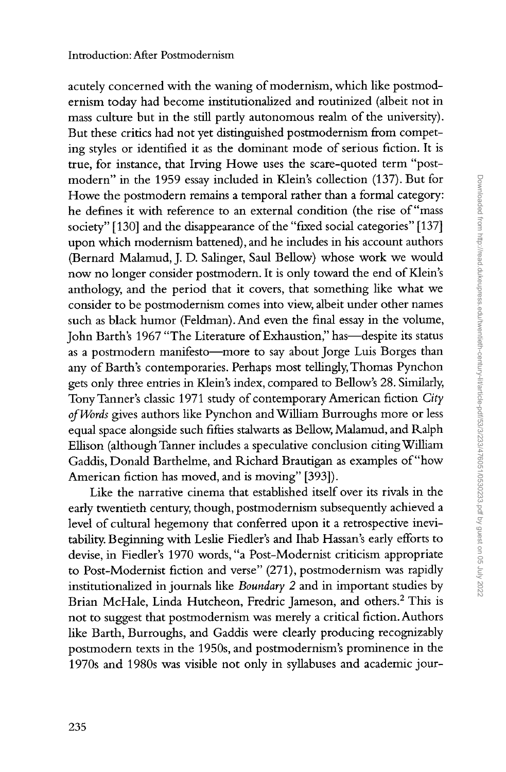acutely concerned with the waning of modernism, which like postmodernism today had become institutionalized and routinized (albeit not in mass culture but in the still partly autonomous realm of the university). But these critics had not yet distinguished postmodernism from competing styles or identified it as the dominant mode of serious fiction. It is true, for instance, that Irving Howe uses the scare-quoted term "postmodern" in the 1959 essay included in Klein's collection (137). But for Howe the postmodern remains a temporal rather than a formal category: he defines it with reference to an external condition (the rise of "mass society" [130] and the disappearance of the "fixed social categories" [137] upon which modernism battened), and he includes in his account authors (Bernard Malamud, J. D. Salinger, Saul Bellow) whose work we would now no longer consider postmodern. It is only toward the end of Klein's anthology, and the period that it covers, that something like what we consider to be postmodernism comes into view, albeit under other names such as black humor (Feldman). And even the final essay in the volume, John Barth's 1967 "The Literature of Exhaustion," has—despite its status as a postmodern manifesto—more to say about Jorge Luis Borges than any of Barth's contemporaries. Perhaps most tellingly, Thomas Pynchon gets only three entries in Klein's index, compared to Bellow's 28. Similarly, Tony Tanner's classic 1971 study of contemporary American fiction *City of Words* gives authors like Pynchon and William Burroughs more or less equal space alongside such fifties stalwarts as Bellow, Malamud, and Ralph Ellison (although Tanner includes a speculative conclusion citing William Gaddis, Donald Barthelme, and Richard Brautigan as examples of "how American fiction has moved, and is moving" [393]).

Like the narrative cinema that established itself over its rivals in the early twentieth century, though, postmodernism subsequently achieved a level of cultural hegemony that conferred upon it a retrospective inevitability. Beginning with Leslie Fiedler's and Ihab Hassan's early efforts to devise, in Fiedler's 1970 words, "a Post-Modernist criticism appropriate to Post-Modernist fiction and verse" (271), postmodernism was rapidly institutionalized in journals like *Boundary 2* and in important studies by Brian McHale, Linda Hutcheon, Fredric Jameson, and others.[2] This is not to suggest that postmodernism was merely a critical fiction. Authors like Barth, Burroughs, and Gaddis were clearly producing recognizably postmodern texts in the 1950s, and postmodernism's prominence in the 1970s and 1980s was visible not only in syllabuses and academic jour-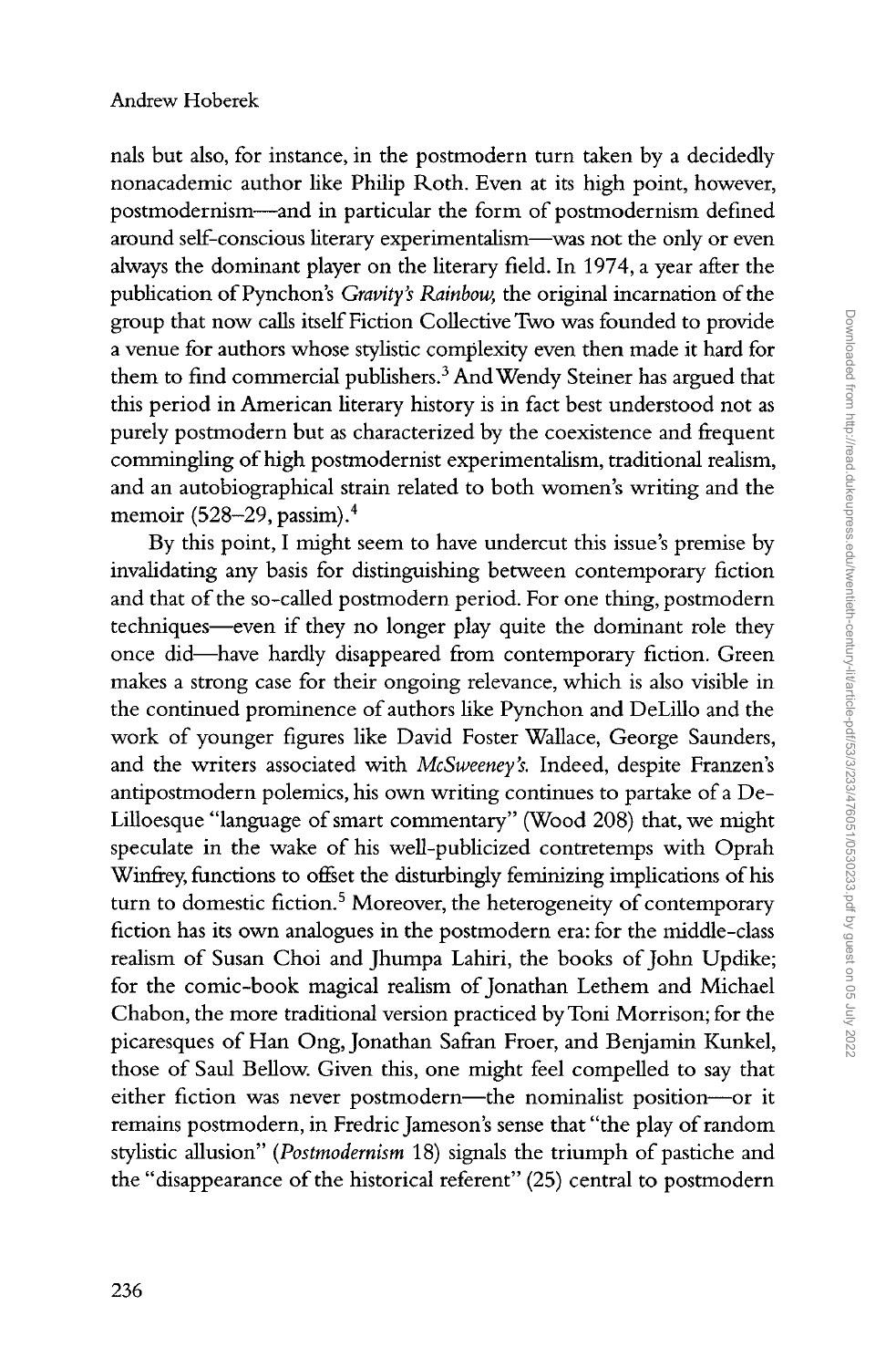nals but also, for instance, in the postmodern turn taken by a decidedly nonacademic author like Philip Roth. Even at its high point, however, postmodernism—and in particular the form of postmodernism defined around self-conscious literary experimentalism—was not the only or even always the dominant player on the literary field. In 1974, a year after the publication of Pynchon's *Gravity's Rainbow,* the original incarnation of the group that now calls itself Fiction Collective Two was founded to provide a venue for authors whose stylistic complexity even then made it hard for them to find commercial publishers.[3] And Wendy Steiner has argued that this period in American literary history is in fact best understood not as purely postmodern but as characterized by the coexistence and frequent commingling of high postmodernist experimentalism, traditional realism, and an autobiographical strain related to both women's writing and the memoir (528–29, passim).[4]

By this point, I might seem to have undercut this issue's premise by invalidating any basis for distinguishing between contemporary fiction and that of the so-called postmodern period. For one thing, postmodern techniques—even if they no longer play quite the dominant role they once did—have hardly disappeared from contemporary fiction. Green makes a strong case for their ongoing relevance, which is also visible in the continued prominence of authors like Pynchon and DeLillo and the work of younger figures like David Foster Wallace, George Saunders, and the writers associated with *McSweeney's.* Indeed, despite Franzen's antipostmodern polemics, his own writing continues to partake of a DeLilloesque "language of smart commentary" (Wood 208) that, we might speculate in the wake of his well-publicized contretemps with Oprah Winfrey, functions to offset the disturbingly feminizing implications of his turn to domestic fiction.[5] Moreover, the heterogeneity of contemporary fiction has its own analogues in the postmodern era: for the middle-class realism of Susan Choi and Jhumpa Lahiri, the books of John Updike; for the comic-book magical realism of Jonathan Lethem and Michael Chabon, the more traditional version practiced by Toni Morrison; for the picaresques of Han Ong, Jonathan Safran Froer, and Benjamin Kunkel, those of Saul Bellow. Given this, one might feel compelled to say that either fiction was never postmodern—the nominalist position—or it remains postmodern, in Fredric Jameson's sense that "the play of random stylistic allusion" (*Postmodernism* 18) signals the triumph of pastiche and the "disappearance of the historical referent" (25) central to postmodern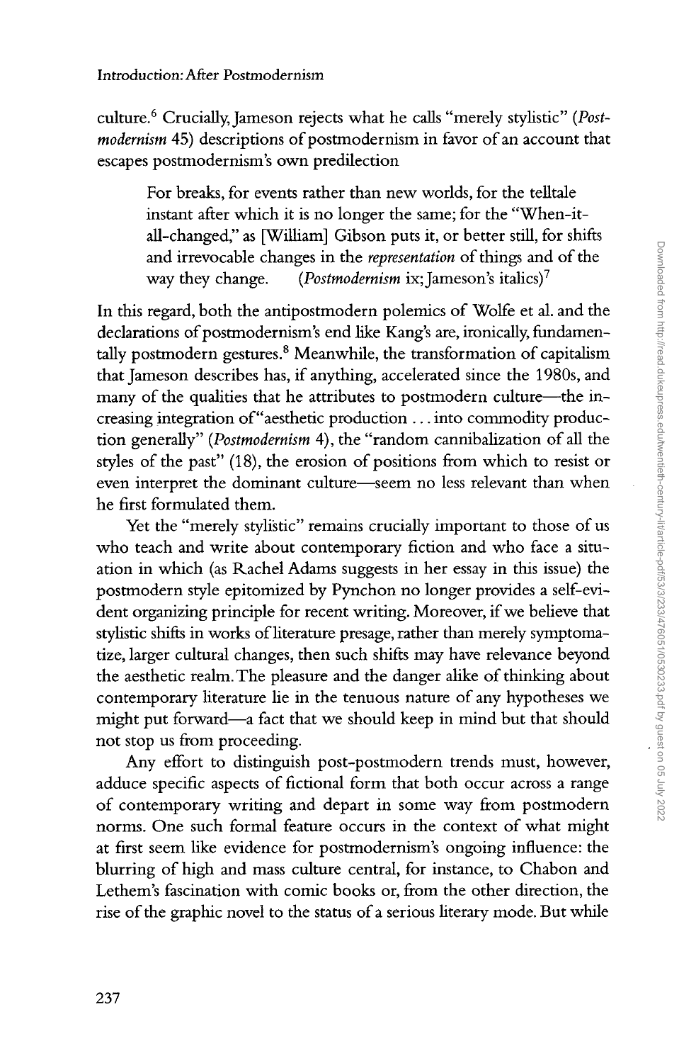culture.[6] Crucially, Jameson rejects what he calls "merely stylistic" (*Postmodernism* 45) descriptions of postmodernism in favor of an account that escapes postmodernism's own predilection

> For breaks, for events rather than new worlds, for the telltale instant after which it is no longer the same; for the "When-it-all-changed," as [William] Gibson puts it, or better still, for shifts and irrevocable changes in the *representation* of things and of the way they change. (*Postmodernism* ix; Jameson's italics)[7]

In this regard, both the antipostmodern polemics of Wolfe et al. and the declarations of postmodernism's end like Kang's are, ironically, fundamentally postmodern gestures.[8] Meanwhile, the transformation of capitalism that Jameson describes has, if anything, accelerated since the 1980s, and many of the qualities that he attributes to postmodern culture—the increasing integration of "aesthetic production . . . into commodity production generally" (*Postmodernism* 4), the "random cannibalization of all the styles of the past" (18), the erosion of positions from which to resist or even interpret the dominant culture—seem no less relevant than when he first formulated them.

Yet the "merely stylistic" remains crucially important to those of us who teach and write about contemporary fiction and who face a situation in which (as Rachel Adams suggests in her essay in this issue) the postmodern style epitomized by Pynchon no longer provides a self-evident organizing principle for recent writing. Moreover, if we believe that stylistic shifts in works of literature presage, rather than merely symptomatize, larger cultural changes, then such shifts may have relevance beyond the aesthetic realm. The pleasure and the danger alike of thinking about contemporary literature lie in the tenuous nature of any hypotheses we might put forward—a fact that we should keep in mind but that should not stop us from proceeding.

Any effort to distinguish post-postmodern trends must, however, adduce specific aspects of fictional form that both occur across a range of contemporary writing and depart in some way from postmodern norms. One such formal feature occurs in the context of what might at first seem like evidence for postmodernism's ongoing influence: the blurring of high and mass culture central, for instance, to Chabon and Lethem's fascination with comic books or, from the other direction, the rise of the graphic novel to the status of a serious literary mode. But while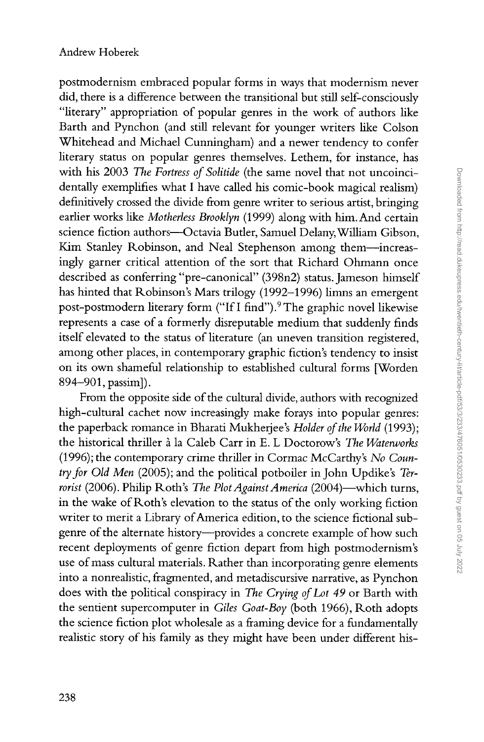postmodernism embraced popular forms in ways that modernism never did, there is a difference between the transitional but still self-consciously "literary" appropriation of popular genres in the work of authors like Barth and Pynchon (and still relevant for younger writers like Colson Whitehead and Michael Cunningham) and a newer tendency to confer literary status on popular genres themselves. Lethem, for instance, has with his 2003 *The Fortress of Solitide* (the same novel that not uncoincidentally exemplifies what I have called his comic-book magical realism) definitively crossed the divide from genre writer to serious artist, bringing earlier works like *Motherless Brooklyn* (1999) along with him. And certain science fiction authors—Octavia Butler, Samuel Delany, William Gibson, Kim Stanley Robinson, and Neal Stephenson among them—increasingly garner critical attention of the sort that Richard Ohmann once described as conferring "pre-canonical" (398n2) status. Jameson himself has hinted that Robinson's Mars trilogy (1992–1996) limns an emergent post-postmodern literary form ("If I find").[9] The graphic novel likewise represents a case of a formerly disreputable medium that suddenly finds itself elevated to the status of literature (an uneven transition registered, among other places, in contemporary graphic fiction's tendency to insist on its own shameful relationship to established cultural forms [Worden 894–901, passim]).

From the opposite side of the cultural divide, authors with recognized high-cultural cachet now increasingly make forays into popular genres: the paperback romance in Bharati Mukherjee's *Holder of the World* (1993); the historical thriller à la Caleb Carr in E. L Doctorow's *The Waterworks* (1996); the contemporary crime thriller in Cormac McCarthy's *No Country for Old Men* (2005); and the political potboiler in John Updike's *Terrorist* (2006). Philip Roth's *The Plot Against America* (2004)—which turns, in the wake of Roth's elevation to the status of the only working fiction writer to merit a Library of America edition, to the science fictional subgenre of the alternate history—provides a concrete example of how such recent deployments of genre fiction depart from high postmodernism's use of mass cultural materials. Rather than incorporating genre elements into a nonrealistic, fragmented, and metadiscursive narrative, as Pynchon does with the political conspiracy in *The Crying of Lot 49* or Barth with the sentient supercomputer in *Giles Goat-Boy* (both 1966), Roth adopts the science fiction plot wholesale as a framing device for a fundamentally realistic story of his family as they might have been under different his-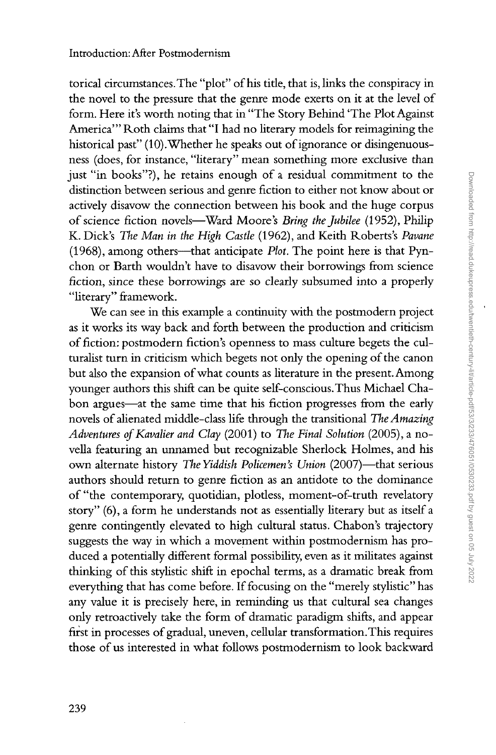torical circumstances. The "plot" of his title, that is, links the conspiracy in the novel to the pressure that the genre mode exerts on it at the level of form. Here it's worth noting that in "The Story Behind 'The Plot Against America'" Roth claims that "I had no literary models for reimagining the historical past" (10). Whether he speaks out of ignorance or disingenuousness (does, for instance, "literary" mean something more exclusive than just "in books"?), he retains enough of a residual commitment to the distinction between serious and genre fiction to either not know about or actively disavow the connection between his book and the huge corpus of science fiction novels—Ward Moore's *Bring the Jubilee* (1952), Philip K. Dick's *The Man in the High Castle* (1962), and Keith Roberts's *Pavane* (1968), among others—that anticipate *Plot*. The point here is that Pynchon or Barth wouldn't have to disavow their borrowings from science fiction, since these borrowings are so clearly subsumed into a properly "literary" framework.

We can see in this example a continuity with the postmodern project as it works its way back and forth between the production and criticism of fiction: postmodern fiction's openness to mass culture begets the culturalist turn in criticism which begets not only the opening of the canon but also the expansion of what counts as literature in the present. Among younger authors this shift can be quite self-conscious. Thus Michael Chabon argues—at the same time that his fiction progresses from the early novels of alienated middle-class life through the transitional *The Amazing Adventures of Kavalier and Clay* (2001) to *The Final Solution* (2005), a novella featuring an unnamed but recognizable Sherlock Holmes, and his own alternate history *The Yiddish Policemen's Union* (2007)—that serious authors should return to genre fiction as an antidote to the dominance of "the contemporary, quotidian, plotless, moment-of-truth revelatory story" (6), a form he understands not as essentially literary but as itself a genre contingently elevated to high cultural status. Chabon's trajectory suggests the way in which a movement within postmodernism has produced a potentially different formal possibility, even as it militates against thinking of this stylistic shift in epochal terms, as a dramatic break from everything that has come before. If focusing on the "merely stylistic" has any value it is precisely here, in reminding us that cultural sea changes only retroactively take the form of dramatic paradigm shifts, and appear first in processes of gradual, uneven, cellular transformation. This requires those of us interested in what follows postmodernism to look backward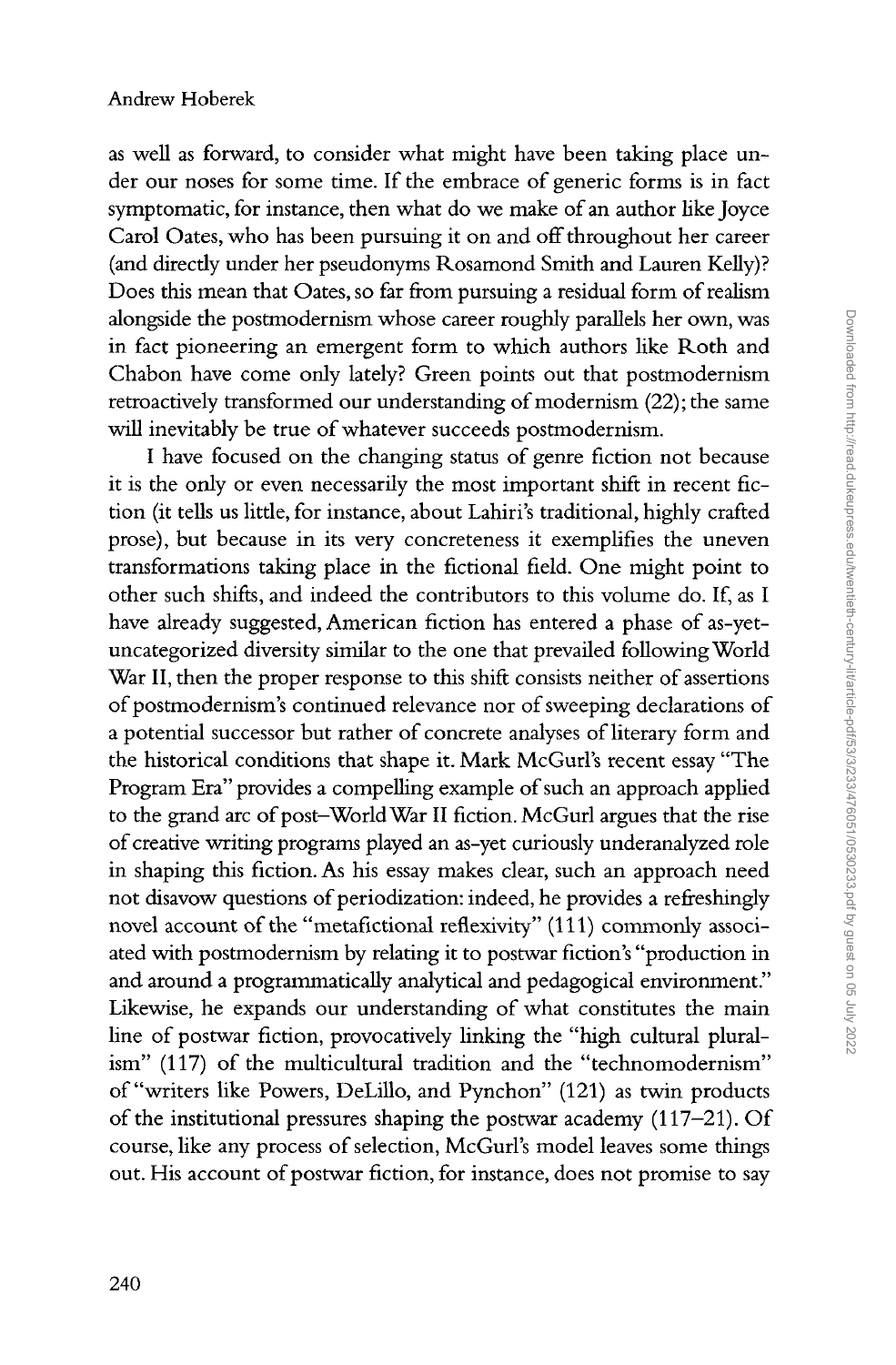as well as forward, to consider what might have been taking place under our noses for some time. If the embrace of generic forms is in fact symptomatic, for instance, then what do we make of an author like Joyce Carol Oates, who has been pursuing it on and off throughout her career (and directly under her pseudonyms Rosamond Smith and Lauren Kelly)? Does this mean that Oates, so far from pursuing a residual form of realism alongside the postmodernism whose career roughly parallels her own, was in fact pioneering an emergent form to which authors like Roth and Chabon have come only lately? Green points out that postmodernism retroactively transformed our understanding of modernism (22); the same will inevitably be true of whatever succeeds postmodernism.

I have focused on the changing status of genre fiction not because it is the only or even necessarily the most important shift in recent fiction (it tells us little, for instance, about Lahiri's traditional, highly crafted prose), but because in its very concreteness it exemplifies the uneven transformations taking place in the fictional field. One might point to other such shifts, and indeed the contributors to this volume do. If, as I have already suggested, American fiction has entered a phase of as-yet-uncategorized diversity similar to the one that prevailed following World War II, then the proper response to this shift consists neither of assertions of postmodernism's continued relevance nor of sweeping declarations of a potential successor but rather of concrete analyses of literary form and the historical conditions that shape it. Mark McGurl's recent essay "The Program Era" provides a compelling example of such an approach applied to the grand arc of post–World War II fiction. McGurl argues that the rise of creative writing programs played an as-yet curiously underanalyzed role in shaping this fiction. As his essay makes clear, such an approach need not disavow questions of periodization: indeed, he provides a refreshingly novel account of the "metafictional reflexivity" (111) commonly associated with postmodernism by relating it to postwar fiction's "production in and around a programmatically analytical and pedagogical environment." Likewise, he expands our understanding of what constitutes the main line of postwar fiction, provocatively linking the "high cultural pluralism" (117) of the multicultural tradition and the "technomodernism" of "writers like Powers, DeLillo, and Pynchon" (121) as twin products of the institutional pressures shaping the postwar academy (117–21). Of course, like any process of selection, McGurl's model leaves some things out. His account of postwar fiction, for instance, does not promise to say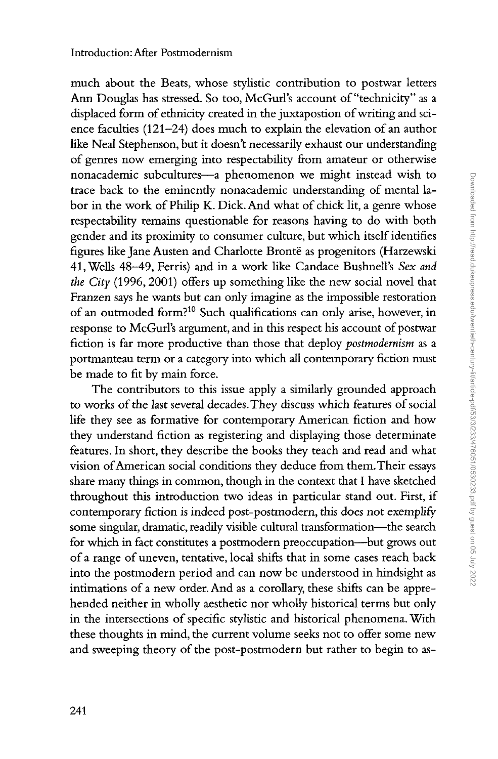much about the Beats, whose stylistic contribution to postwar letters Ann Douglas has stressed. So too, McGurl's account of "technicity" as a displaced form of ethnicity created in the juxtapostion of writing and science faculties (121–24) does much to explain the elevation of an author like Neal Stephenson, but it doesn't necessarily exhaust our understanding of genres now emerging into respectability from amateur or otherwise nonacademic subcultures—a phenomenon we might instead wish to trace back to the eminently nonacademic understanding of mental labor in the work of Philip K. Dick. And what of chick lit, a genre whose respectability remains questionable for reasons having to do with both gender and its proximity to consumer culture, but which itself identifies figures like Jane Austen and Charlotte Brontë as progenitors (Harzewski 41, Wells 48–49, Ferris) and in a work like Candace Bushnell's *Sex and the City* (1996, 2001) offers up something like the new social novel that Franzen says he wants but can only imagine as the impossible restoration of an outmoded form?[10] Such qualifications can only arise, however, in response to McGurl's argument, and in this respect his account of postwar fiction is far more productive than those that deploy *postmodernism* as a portmanteau term or a category into which all contemporary fiction must be made to fit by main force.

The contributors to this issue apply a similarly grounded approach to works of the last several decades. They discuss which features of social life they see as formative for contemporary American fiction and how they understand fiction as registering and displaying those determinate features. In short, they describe the books they teach and read and what vision of American social conditions they deduce from them. Their essays share many things in common, though in the context that I have sketched throughout this introduction two ideas in particular stand out. First, if contemporary fiction is indeed post-postmodern, this does not exemplify some singular, dramatic, readily visible cultural transformation—the search for which in fact constitutes a postmodern preoccupation—but grows out of a range of uneven, tentative, local shifts that in some cases reach back into the postmodern period and can now be understood in hindsight as intimations of a new order. And as a corollary, these shifts can be apprehended neither in wholly aesthetic nor wholly historical terms but only in the intersections of specific stylistic and historical phenomena. With these thoughts in mind, the current volume seeks not to offer some new and sweeping theory of the post-postmodern but rather to begin to as-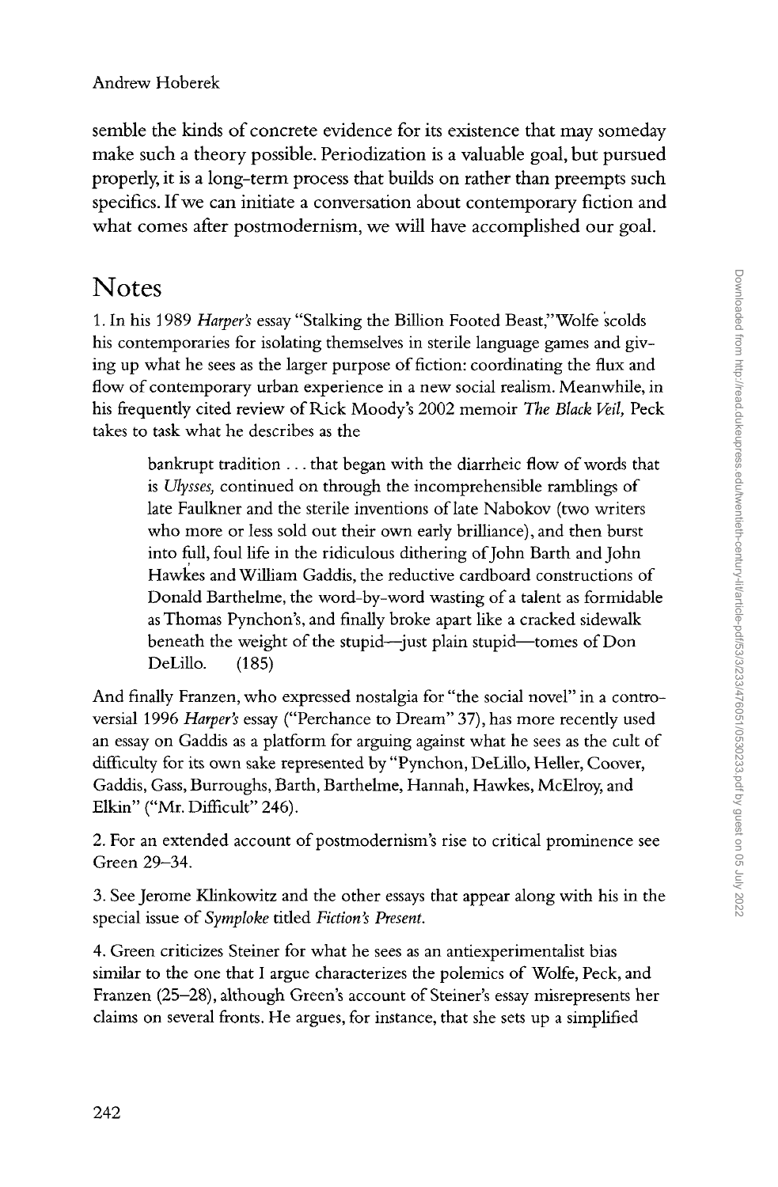semble the kinds of concrete evidence for its existence that may someday make such a theory possible. Periodization is a valuable goal, but pursued properly, it is a long-term process that builds on rather than preempts such specifics. If we can initiate a conversation about contemporary fiction and what comes after postmodernism, we will have accomplished our goal.

## Notes

1. In his 1989 *Harper's* essay "Stalking the Billion Footed Beast," Wolfe scolds his contemporaries for isolating themselves in sterile language games and giving up what he sees as the larger purpose of fiction: coordinating the flux and flow of contemporary urban experience in a new social realism. Meanwhile, in his frequently cited review of Rick Moody's 2002 memoir *The Black Veil,* Peck takes to task what he describes as the

> bankrupt tradition . . . that began with the diarrheic flow of words that is *Ulysses,* continued on through the incomprehensible ramblings of late Faulkner and the sterile inventions of late Nabokov (two writers who more or less sold out their own early brilliance), and then burst into full, foul life in the ridiculous dithering of John Barth and John Hawkes and William Gaddis, the reductive cardboard constructions of Donald Barthelme, the word-by-word wasting of a talent as formidable as Thomas Pynchon's, and finally broke apart like a cracked sidewalk beneath the weight of the stupid—just plain stupid—tomes of Don DeLillo. (185)

And finally Franzen, who expressed nostalgia for "the social novel" in a controversial 1996 *Harper's* essay ("Perchance to Dream" 37), has more recently used an essay on Gaddis as a platform for arguing against what he sees as the cult of difficulty for its own sake represented by "Pynchon, DeLillo, Heller, Coover, Gaddis, Gass, Burroughs, Barth, Barthelme, Hannah, Hawkes, McElroy, and Elkin" ("Mr. Difficult" 246).

2. For an extended account of postmodernism's rise to critical prominence see Green 29–34.

3. See Jerome Klinkowitz and the other essays that appear along with his in the special issue of *Symploke* titled *Fiction's Present.*

4. Green criticizes Steiner for what he sees as an antiexperimentalist bias similar to the one that I argue characterizes the polemics of Wolfe, Peck, and Franzen (25–28), although Green's account of Steiner's essay misrepresents her claims on several fronts. He argues, for instance, that she sets up a simplified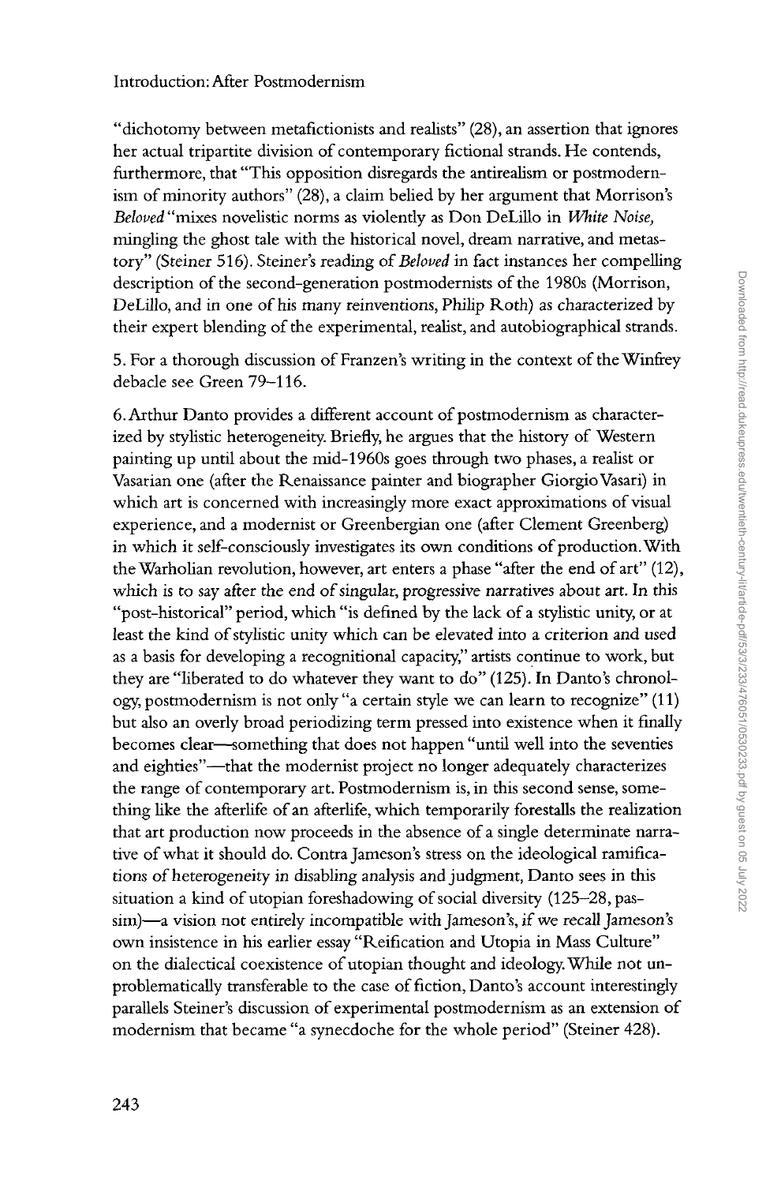"dichotomy between metafictionists and realists" (28), an assertion that ignores her actual tripartite division of contemporary fictional strands. He contends, furthermore, that "This opposition disregards the antirealism or postmodernism of minority authors" (28), a claim belied by her argument that Morrison's *Beloved* "mixes novelistic norms as violently as Don DeLillo in *White Noise*, mingling the ghost tale with the historical novel, dream narrative, and metastory" (Steiner 516). Steiner's reading of *Beloved* in fact instances her compelling description of the second-generation postmodernists of the 1980s (Morrison, DeLillo, and in one of his many reinventions, Philip Roth) as characterized by their expert blending of the experimental, realist, and autobiographical strands.

5. For a thorough discussion of Franzen's writing in the context of the Winfrey debacle see Green 79–116.

6. Arthur Danto provides a different account of postmodernism as characterized by stylistic heterogeneity. Briefly, he argues that the history of Western painting up until about the mid-1960s goes through two phases, a realist or Vasarian one (after the Renaissance painter and biographer Giorgio Vasari) in which art is concerned with increasingly more exact approximations of visual experience, and a modernist or Greenbergian one (after Clement Greenberg) in which it self-consciously investigates its own conditions of production. With the Warholian revolution, however, art enters a phase "after the end of art" (12), which is to say after the end of singular, progressive narratives about art. In this "post-historical" period, which "is defined by the lack of a stylistic unity, or at least the kind of stylistic unity which can be elevated into a criterion and used as a basis for developing a recognitional capacity," artists continue to work, but they are "liberated to do whatever they want to do" (125). In Danto's chronology, postmodernism is not only "a certain style we can learn to recognize" (11) but also an overly broad periodizing term pressed into existence when it finally becomes clear—something that does not happen "until well into the seventies and eighties"—that the modernist project no longer adequately characterizes the range of contemporary art. Postmodernism is, in this second sense, something like the afterlife of an afterlife, which temporarily forestalls the realization that art production now proceeds in the absence of a single determinate narrative of what it should do. Contra Jameson's stress on the ideological ramifications of heterogeneity in disabling analysis and judgment, Danto sees in this situation a kind of utopian foreshadowing of social diversity (125–28, passim)—a vision not entirely incompatible with Jameson's, if we recall Jameson's own insistence in his earlier essay "Reification and Utopia in Mass Culture" on the dialectical coexistence of utopian thought and ideology. While not unproblematically transferable to the case of fiction, Danto's account interestingly parallels Steiner's discussion of experimental postmodernism as an extension of modernism that became "a synecdoche for the whole period" (Steiner 428).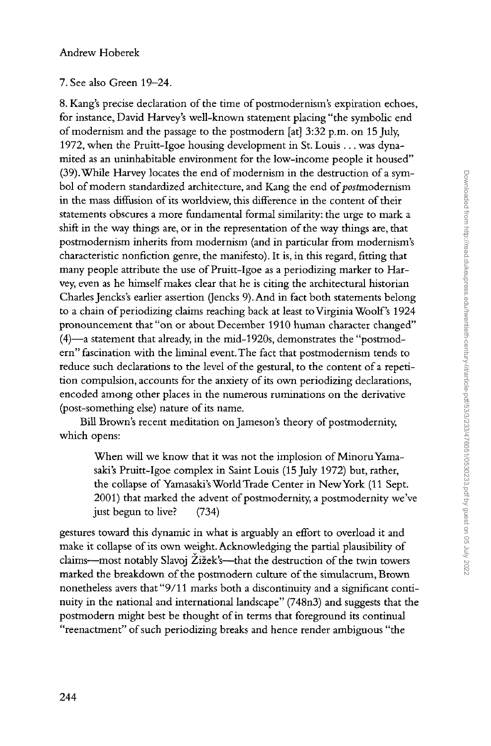7. See also Green 19–24.

8. Kang's precise declaration of the time of postmodernism's expiration echoes, for instance, David Harvey's well-known statement placing "the symbolic end of modernism and the passage to the postmodern [at] 3:32 p.m. on 15 July, 1972, when the Pruitt-Igoe housing development in St. Louis . . . was dynamited as an uninhabitable environment for the low-income people it housed" (39). While Harvey locates the end of modernism in the destruction of a symbol of modern standardized architecture, and Kang the end of *post*modernism in the mass diffusion of its worldview, this difference in the content of their statements obscures a more fundamental formal similarity: the urge to mark a shift in the way things are, or in the representation of the way things are, that postmodernism inherits from modernism (and in particular from modernism's characteristic nonfiction genre, the manifesto). It is, in this regard, fitting that many people attribute the use of Pruitt-Igoe as a periodizing marker to Harvey, even as he himself makes clear that he is citing the architectural historian Charles Jencks's earlier assertion (Jencks 9). And in fact both statements belong to a chain of periodizing claims reaching back at least to Virginia Woolf's 1924 pronouncement that "on or about December 1910 human character changed" (4)—a statement that already, in the mid-1920s, demonstrates the "postmodern" fascination with the liminal event. The fact that postmodernism tends to reduce such declarations to the level of the gestural, to the content of a repetition compulsion, accounts for the anxiety of its own periodizing declarations, encoded among other places in the numerous ruminations on the derivative (post-something else) nature of its name.

Bill Brown's recent meditation on Jameson's theory of postmodernity, which opens:

> When will we know that it was not the implosion of Minoru Yamasaki's Pruitt-Igoe complex in Saint Louis (15 July 1972) but, rather, the collapse of Yamasaki's World Trade Center in New York (11 Sept. 2001) that marked the advent of postmodernity, a postmodernity we've just begun to live? (734)

gestures toward this dynamic in what is arguably an effort to overload it and make it collapse of its own weight. Acknowledging the partial plausibility of claims—most notably Slavoj Žižek's—that the destruction of the twin towers marked the breakdown of the postmodern culture of the simulacrum, Brown nonetheless avers that "9/11 marks both a discontinuity and a significant continuity in the national and international landscape" (748n3) and suggests that the postmodern might best be thought of in terms that foreground its continual "reenactment" of such periodizing breaks and hence render ambiguous "the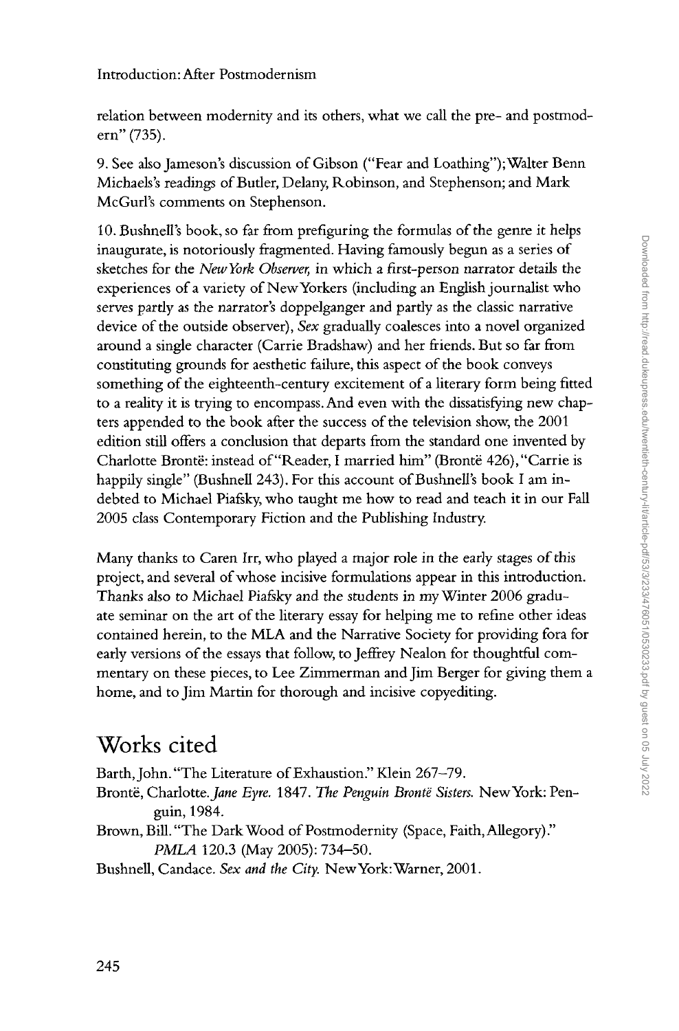relation between modernity and its others, what we call the pre- and postmodern" (735).

9. See also Jameson's discussion of Gibson ("Fear and Loathing"); Walter Benn Michaels's readings of Butler, Delany, Robinson, and Stephenson; and Mark McGurl's comments on Stephenson.

10. Bushnell's book, so far from prefiguring the formulas of the genre it helps inaugurate, is notoriously fragmented. Having famously begun as a series of sketches for the *New York Observer*, in which a first-person narrator details the experiences of a variety of New Yorkers (including an English journalist who serves partly as the narrator's doppelganger and partly as the classic narrative device of the outside observer), *Sex* gradually coalesces into a novel organized around a single character (Carrie Bradshaw) and her friends. But so far from constituting grounds for aesthetic failure, this aspect of the book conveys something of the eighteenth-century excitement of a literary form being fitted to a reality it is trying to encompass. And even with the dissatisfying new chapters appended to the book after the success of the television show, the 2001 edition still offers a conclusion that departs from the standard one invented by Charlotte Brontë: instead of "Reader, I married him" (Brontë 426), "Carrie is happily single" (Bushnell 243). For this account of Bushnell's book I am indebted to Michael Piafsky, who taught me how to read and teach it in our Fall 2005 class Contemporary Fiction and the Publishing Industry.

Many thanks to Caren Irr, who played a major role in the early stages of this project, and several of whose incisive formulations appear in this introduction. Thanks also to Michael Piafsky and the students in my Winter 2006 graduate seminar on the art of the literary essay for helping me to refine other ideas contained herein, to the MLA and the Narrative Society for providing fora for early versions of the essays that follow, to Jeffrey Nealon for thoughtful commentary on these pieces, to Lee Zimmerman and Jim Berger for giving them a home, and to Jim Martin for thorough and incisive copyediting.

## Works cited

Barth, John. "The Literature of Exhaustion." Klein 267–79.

Brontë, Charlotte. *Jane Eyre*. 1847. *The Penguin Brontë Sisters*. New York: Penguin, 1984.

Brown, Bill. "The Dark Wood of Postmodernity (Space, Faith, Allegory)." *PMLA* 120.3 (May 2005): 734–50.

Bushnell, Candace. *Sex and the City*. New York: Warner, 2001.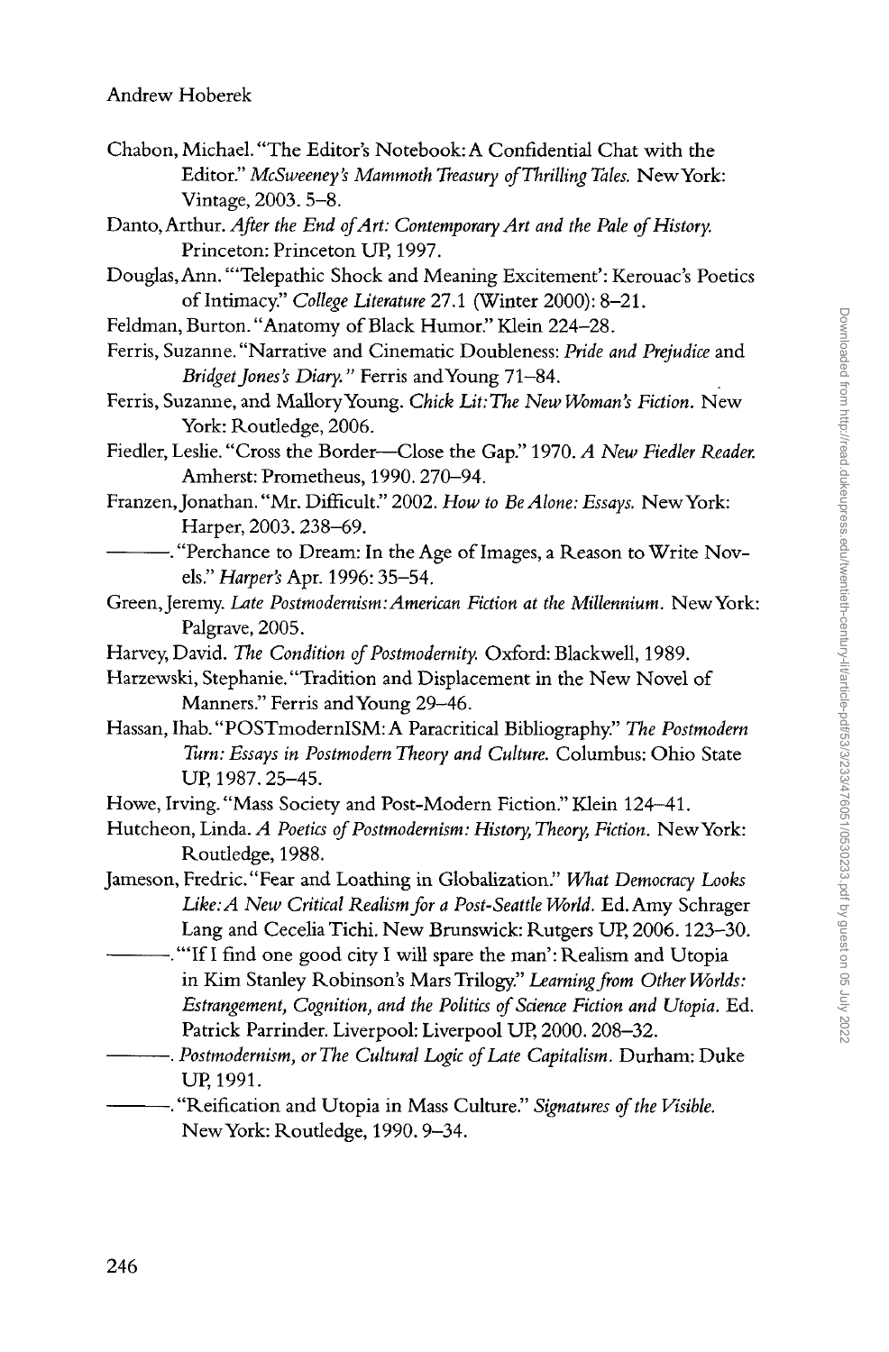Chabon, Michael. "The Editor's Notebook: A Confidential Chat with the Editor." *McSweeney's Mammoth Treasury of Thrilling Tales.* New York: Vintage, 2003. 5–8.

Danto, Arthur. *After the End of Art: Contemporary Art and the Pale of History.* Princeton: Princeton UP, 1997.

Douglas, Ann. "'Telepathic Shock and Meaning Excitement': Kerouac's Poetics of Intimacy." *College Literature* 27.1 (Winter 2000): 8–21.

Feldman, Burton. "Anatomy of Black Humor." Klein 224–28.

Ferris, Suzanne. "Narrative and Cinematic Doubleness: *Pride and Prejudice* and *Bridget Jones's Diary.*" Ferris and Young 71–84.

Ferris, Suzanne, and Mallory Young. *Chick Lit: The New Woman's Fiction.* New York: Routledge, 2006.

Fiedler, Leslie. "Cross the Border—Close the Gap." 1970. *A New Fiedler Reader.* Amherst: Prometheus, 1990. 270–94.

Franzen, Jonathan. "Mr. Difficult." 2002. *How to Be Alone: Essays.* New York: Harper, 2003. 238–69.

———. "Perchance to Dream: In the Age of Images, a Reason to Write Novels." *Harper's* Apr. 1996: 35–54.

Green, Jeremy. *Late Postmodernism: American Fiction at the Millennium.* New York: Palgrave, 2005.

Harvey, David. *The Condition of Postmodernity.* Oxford: Blackwell, 1989.

Harzewski, Stephanie. "Tradition and Displacement in the New Novel of Manners." Ferris and Young 29–46.

Hassan, Ihab. "POSTmodernISM: A Paracritical Bibliography." *The Postmodern Turn: Essays in Postmodern Theory and Culture.* Columbus: Ohio State UP, 1987. 25–45.

Howe, Irving. "Mass Society and Post-Modern Fiction." Klein 124–41.

Hutcheon, Linda. *A Poetics of Postmodernism: History, Theory, Fiction.* New York: Routledge, 1988.

Jameson, Fredric. "Fear and Loathing in Globalization." *What Democracy Looks Like: A New Critical Realism for a Post-Seattle World.* Ed. Amy Schrager Lang and Cecelia Tichi. New Brunswick: Rutgers UP, 2006. 123–30.

———. "'If I find one good city I will spare the man': Realism and Utopia in Kim Stanley Robinson's Mars Trilogy." *Learning from Other Worlds: Estrangement, Cognition, and the Politics of Science Fiction and Utopia.* Ed. Patrick Parrinder. Liverpool: Liverpool UP, 2000. 208–32.

———. *Postmodernism, or The Cultural Logic of Late Capitalism.* Durham: Duke UP, 1991.

———. "Reification and Utopia in Mass Culture." *Signatures of the Visible.* New York: Routledge, 1990. 9–34.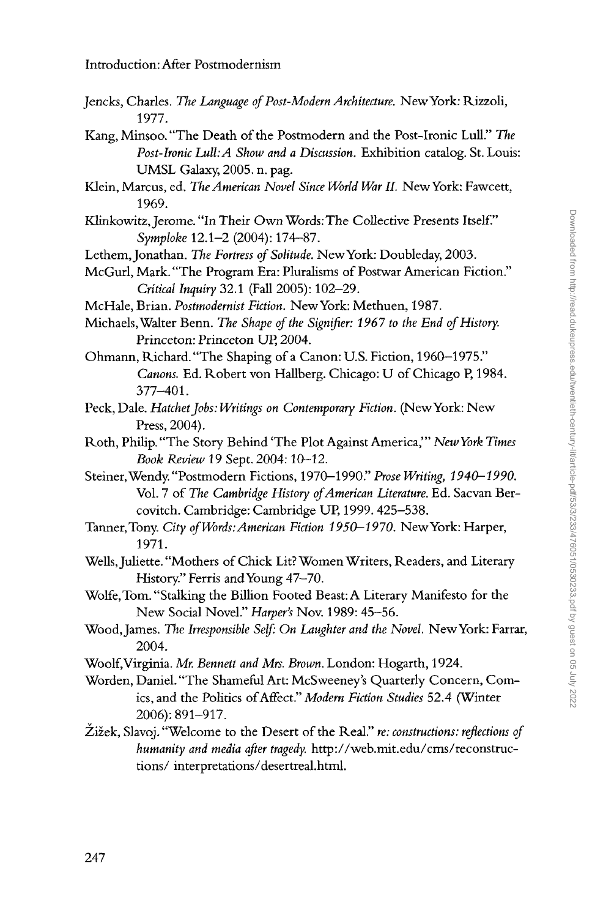Jencks, Charles. *The Language of Post-Modern Architecture.* New York: Rizzoli, 1977.

Kang, Minsoo. "The Death of the Postmodern and the Post-Ironic Lull." *The Post-Ironic Lull: A Show and a Discussion.* Exhibition catalog. St. Louis: UMSL Galaxy, 2005. n. pag.

Klein, Marcus, ed. *The American Novel Since World War II.* New York: Fawcett, 1969.

Klinkowitz, Jerome. "In Their Own Words: The Collective Presents Itself." *Symploke* 12.1–2 (2004): 174–87.

Lethem, Jonathan. *The Fortress of Solitude.* New York: Doubleday, 2003.

McGurl, Mark. "The Program Era: Pluralisms of Postwar American Fiction." *Critical Inquiry* 32.1 (Fall 2005): 102–29.

McHale, Brian. *Postmodernist Fiction.* New York: Methuen, 1987.

Michaels, Walter Benn. *The Shape of the Signifier: 1967 to the End of History.* Princeton: Princeton UP, 2004.

Ohmann, Richard. "The Shaping of a Canon: U.S. Fiction, 1960–1975." *Canons.* Ed. Robert von Hallberg. Chicago: U of Chicago P, 1984. 377–401.

Peck, Dale. *Hatchet Jobs: Writings on Contemporary Fiction.* (New York: New Press, 2004).

Roth, Philip. "The Story Behind 'The Plot Against America,'" *New York Times Book Review* 19 Sept. 2004: 10–12.

Steiner, Wendy. "Postmodern Fictions, 1970–1990." *Prose Writing, 1940–1990.* Vol. 7 of *The Cambridge History of American Literature.* Ed. Sacvan Bercovitch. Cambridge: Cambridge UP, 1999. 425–538.

Tanner, Tony. *City of Words: American Fiction 1950–1970.* New York: Harper, 1971.

Wells, Juliette. "Mothers of Chick Lit? Women Writers, Readers, and Literary History." Ferris and Young 47–70.

Wolfe, Tom. "Stalking the Billion Footed Beast: A Literary Manifesto for the New Social Novel." *Harper's* Nov. 1989: 45–56.

Wood, James. *The Irresponsible Self: On Laughter and the Novel.* New York: Farrar, 2004.

Woolf, Virginia. *Mr. Bennett and Mrs. Brown.* London: Hogarth, 1924.

Worden, Daniel. "The Shameful Art: McSweeney's Quarterly Concern, Comics, and the Politics of Affect." *Modern Fiction Studies* 52.4 (Winter 2006): 891–917.

Žižek, Slavoj. "Welcome to the Desert of the Real." *re: constructions: reflections of humanity and media after tragedy.* http://web.mit.edu/cms/reconstructions/ interpretations/desertreal.html.